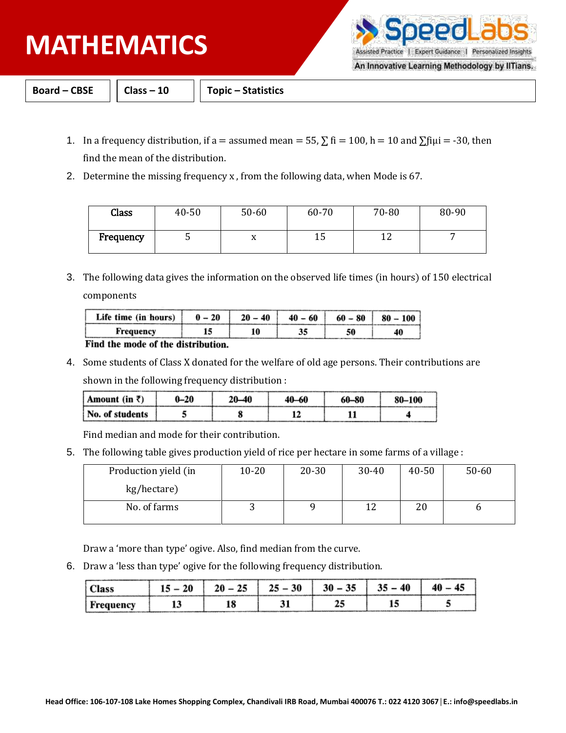# MATHEMATICS

| Board – CBSE | Class – 10 | Topic – Statistics |
|---|---|---|

1. In a frequency distribution, if a = assumed mean = 55, $\sum$ fi = 100, h = 10 and $\sum$fiμi = -30, then find the mean of the distribution.

2. Determine the missing frequency x , from the following data, when Mode is 67.

| Class | 40-50 | 50-60 | 60-70 | 70-80 | 80-90 |
|---|---|---|---|---|---|
| Frequency | 5 | x | 15 | 12 | 7 |

3. The following data gives the information on the observed life times (in hours) of 150 electrical components

| Life time (in hours) | 0 – 20 | 20 – 40 | 40 – 60 | 60 – 80 | 80 – 100 |
|---|---|---|---|---|---|
| Frequency | 15 | 10 | 35 | 50 | 40 |

**Find the mode of the distribution.**

4. Some students of Class X donated for the welfare of old age persons. Their contributions are shown in the following frequency distribution :

| Amount (in ₹) | 0–20 | 20–40 | 40–60 | 60–80 | 80–100 |
|---|---|---|---|---|---|
| No. of students | 5 | 8 | 12 | 11 | 4 |

Find median and mode for their contribution.

5. The following table gives production yield of rice per hectare in some farms of a village :

| Production yield (in kg/hectare) | 10-20 | 20-30 | 30-40 | 40-50 | 50-60 |
|---|---|---|---|---|---|
| No. of farms | 3 | 9 | 12 | 20 | 6 |

Draw a 'more than type' ogive. Also, find median from the curve.

6. Draw a 'less than type' ogive for the following frequency distribution.

| Class | 15 – 20 | 20 – 25 | 25 – 30 | 30 – 35 | 35 – 40 | 40 – 45 |
|---|---|---|---|---|---|---|
| Frequency | 13 | 18 | 31 | 25 | 15 | 5 |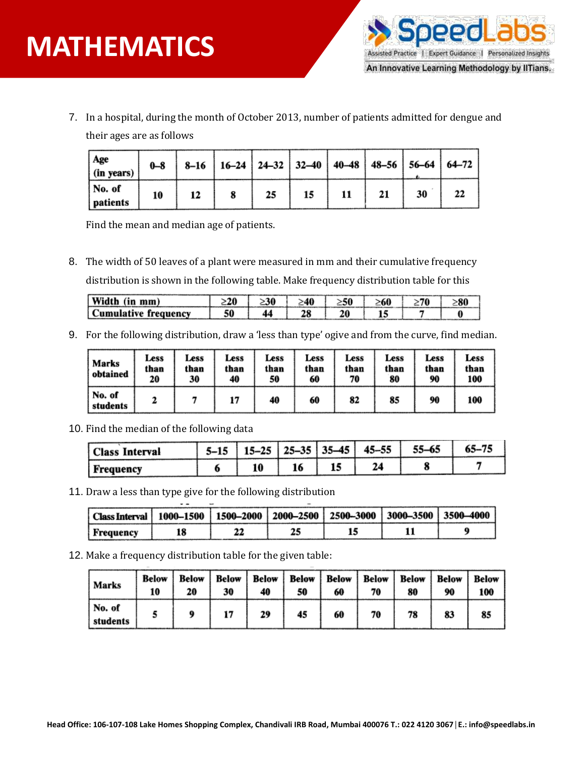7. In a hospital, during the month of October 2013, number of patients admitted for dengue and their ages are as follows

| Age (in years) | 0–8 | 8–16 | 16–24 | 24–32 | 32–40 | 40–48 | 48–56 | 56–64 | 64–72 |
|---|---|---|---|---|---|---|---|---|---|
| No. of patients | 10 | 12 | 8 | 25 | 15 | 11 | 21 | 30 | 22 |

Find the mean and median age of patients.

8. The width of 50 leaves of a plant were measured in mm and their cumulative frequency distribution is shown in the following table. Make frequency distribution table for this

| Width (in mm) | ≥20 | ≥30 | ≥40 | ≥50 | ≥60 | ≥70 | ≥80 |
|---|---|---|---|---|---|---|---|
| Cumulative frequency | 50 | 44 | 28 | 20 | 15 | 7 | 0 |

9. For the following distribution, draw a 'less than type' ogive and from the curve, find median.

| Marks obtained | Less than 20 | Less than 30 | Less than 40 | Less than 50 | Less than 60 | Less than 70 | Less than 80 | Less than 90 | Less than 100 |
|---|---|---|---|---|---|---|---|---|---|
| No. of students | 2 | 7 | 17 | 40 | 60 | 82 | 85 | 90 | 100 |

10. Find the median of the following data

| Class Interval | 5–15 | 15–25 | 25–35 | 35–45 | 45–55 | 55–65 | 65–75 |
|---|---|---|---|---|---|---|---|
| Frequency | 6 | 10 | 16 | 15 | 24 | 8 | 7 |

11. Draw a less than type give for the following distribution

| Class Interval | 1000–1500 | 1500–2000 | 2000–2500 | 2500–3000 | 3000–3500 | 3500–4000 |
|---|---|---|---|---|---|---|
| Frequency | 18 | 22 | 25 | 15 | 11 | 9 |

12. Make a frequency distribution table for the given table:

| Marks | Below 10 | Below 20 | Below 30 | Below 40 | Below 50 | Below 60 | Below 70 | Below 80 | Below 90 | Below 100 |
|---|---|---|---|---|---|---|---|---|---|---|
| No. of students | 5 | 9 | 17 | 29 | 45 | 60 | 70 | 78 | 83 | 85 |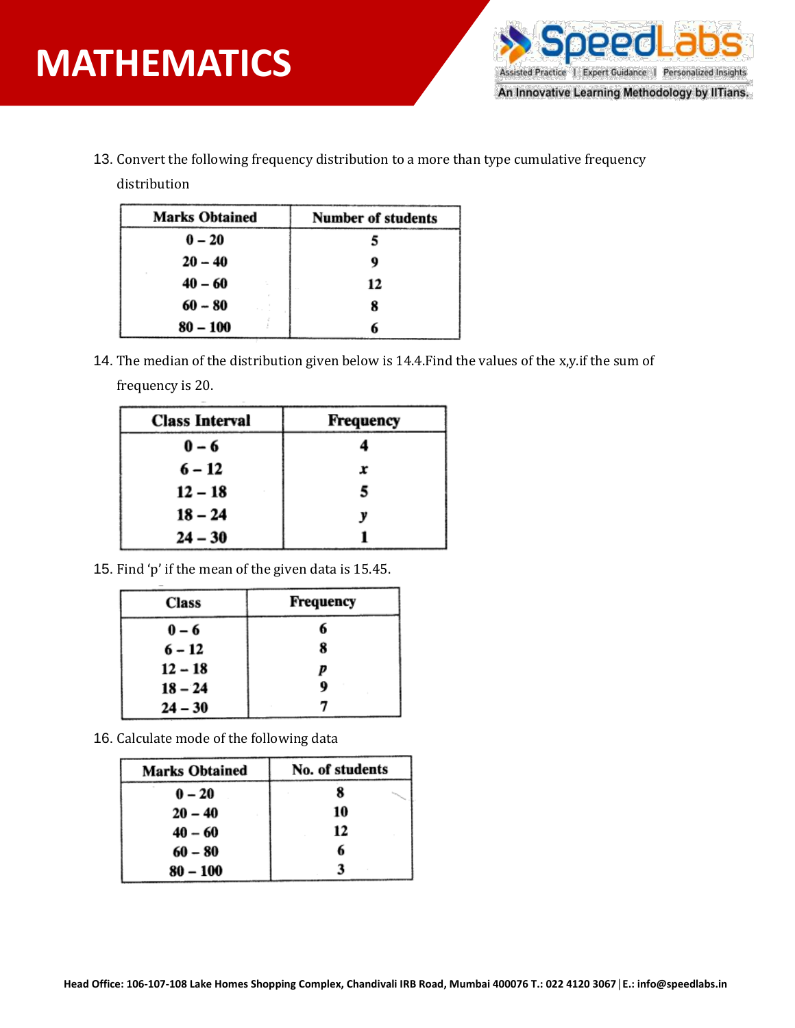13. Convert the following frequency distribution to a more than type cumulative frequency distribution

| Marks Obtained | Number of students |
|---|---|
| 0 – 20 | 5 |
| 20 – 40 | 9 |
| 40 – 60 | 12 |
| 60 – 80 | 8 |
| 80 – 100 | 6 |

14. The median of the distribution given below is 14.4.Find the values of the x,y.if the sum of frequency is 20.

| Class Interval | Frequency |
|---|---|
| 0 – 6 | 4 |
| 6 – 12 | $x$ |
| 12 – 18 | 5 |
| 18 – 24 | $y$ |
| 24 – 30 | 1 |

15. Find 'p' if the mean of the given data is 15.45.

| Class | Frequency |
|---|---|
| 0 – 6 | 6 |
| 6 – 12 | 8 |
| 12 – 18 | $p$ |
| 18 – 24 | 9 |
| 24 – 30 | 7 |

16. Calculate mode of the following data

| Marks Obtained | No. of students |
|---|---|
| 0 – 20 | 8 |
| 20 – 40 | 10 |
| 40 – 60 | 12 |
| 60 – 80 | 6 |
| 80 – 100 | 3 |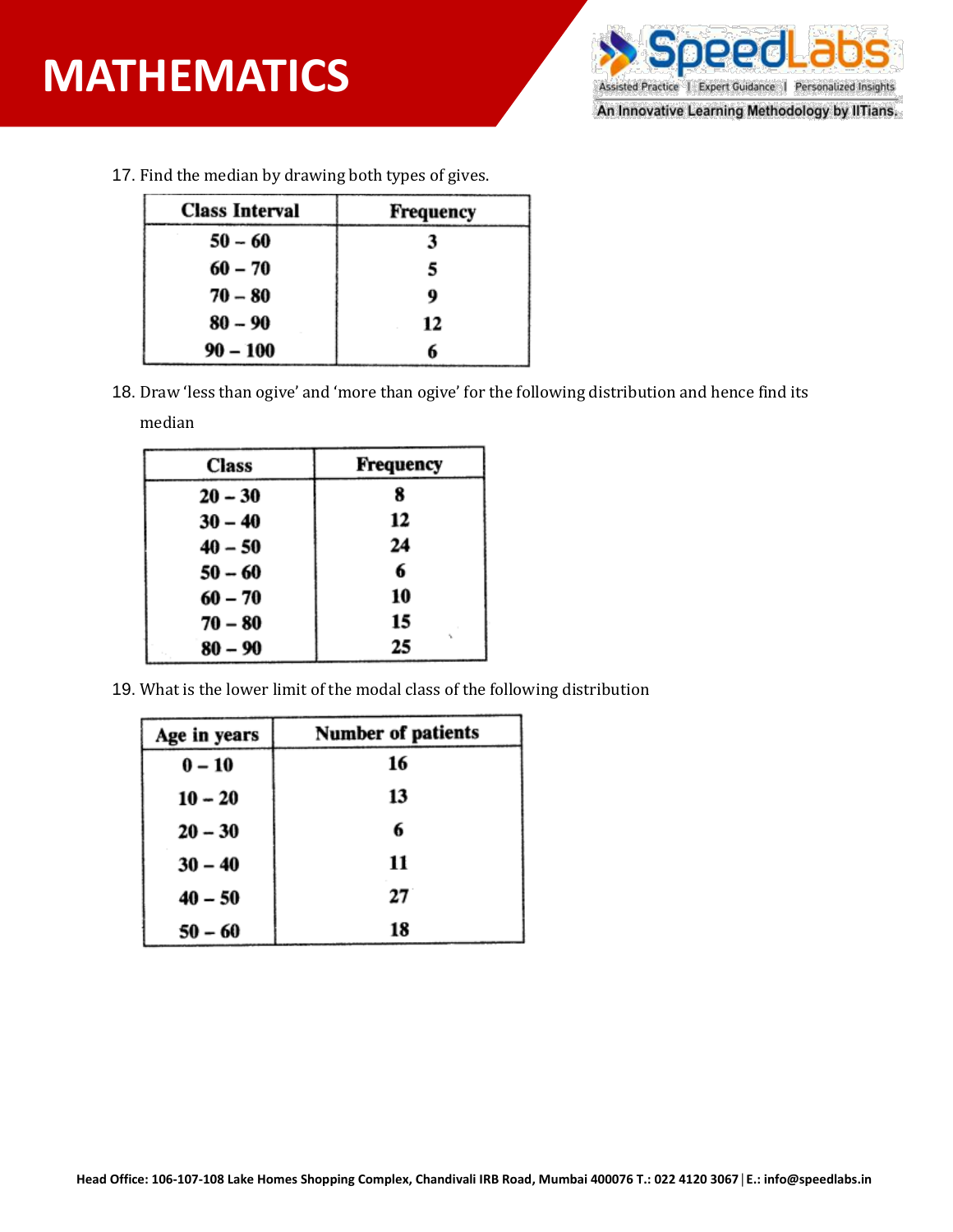# MATHEMATICS

17. Find the median by drawing both types of gives.

| Class Interval | Frequency |
|---|---|
| 50 – 60 | 3 |
| 60 – 70 | 5 |
| 70 – 80 | 9 |
| 80 – 90 | 12 |
| 90 – 100 | 6 |

18. Draw 'less than ogive' and 'more than ogive' for the following distribution and hence find its median

| Class | Frequency |
|---|---|
| 20 – 30 | 8 |
| 30 – 40 | 12 |
| 40 – 50 | 24 |
| 50 – 60 | 6 |
| 60 – 70 | 10 |
| 70 – 80 | 15 |
| 80 – 90 | 25 |

19. What is the lower limit of the modal class of the following distribution

| Age in years | Number of patients |
|---|---|
| 0 – 10 | 16 |
| 10 – 20 | 13 |
| 20 – 30 | 6 |
| 30 – 40 | 11 |
| 40 – 50 | 27 |
| 50 – 60 | 18 |